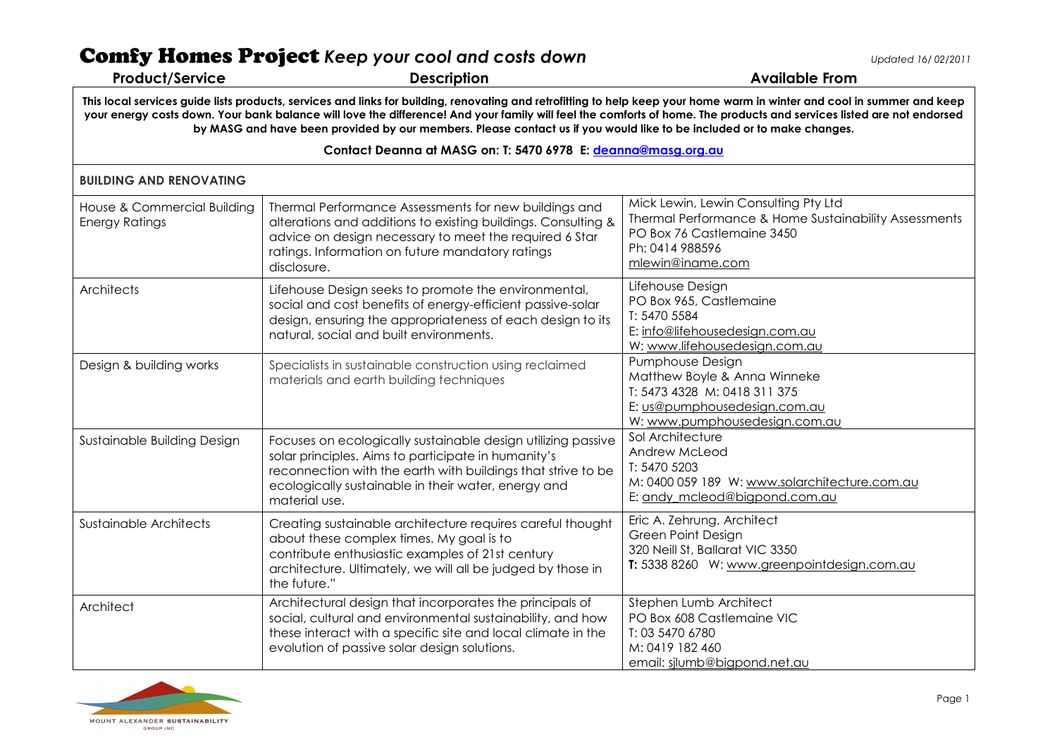# Comfy Homes Project *Keep your cool and costs down*

*Updated 16/ 02/2011*

**This local services guide lists products, services and links for building, renovating and retrofitting to help keep your home warm in winter and cool in summer and keep your energy costs down. Your bank balance will love the difference! And your family will feel the comforts of home. The products and services listed are not endorsed by MASG and have been provided by our members. Please contact us if you would like to be included or to make changes.**

**Contact Deanna at MASG on: T: 5470 6978 E: deanna@masg.org.au**

| Product/Service | Description | Available From |
|---|---|---|
| **BUILDING AND RENOVATING** | | |
| House & Commercial Building Energy Ratings | Thermal Performance Assessments for new buildings and alterations and additions to existing buildings. Consulting & advice on design necessary to meet the required 6 Star ratings. Information on future mandatory ratings disclosure. | Mick Lewin, Lewin Consulting Pty Ltd<br>Thermal Performance & Home Sustainability Assessments<br>PO Box 76 Castlemaine 3450<br>Ph: 0414 988596<br>mlewin@iname.com |
| Architects | Lifehouse Design seeks to promote the environmental, social and cost benefits of energy-efficient passive-solar design, ensuring the appropriateness of each design to its natural, social and built environments. | Lifehouse Design<br>PO Box 965, Castlemaine<br>T: 5470 5584<br>E: info@lifehousedesign.com.au<br>W: www.lifehousedesign.com.au |
| Design & building works | Specialists in sustainable construction using reclaimed materials and earth building techniques | Pumphouse Design<br>Matthew Boyle & Anna Winneke<br>T: 5473 4328 M: 0418 311 375<br>E: us@pumphousedesign.com.au<br>W: www.pumphousedesign.com.au |
| Sustainable Building Design | Focuses on ecologically sustainable design utilizing passive solar principles. Aims to participate in humanity's reconnection with the earth with buildings that strive to be ecologically sustainable in their water, energy and material use. | Sol Architecture<br>Andrew McLeod<br>T: 5470 5203<br>M: 0400 059 189 W: www.solarchitecture.com.au<br>E: andy_mcleod@bigpond.com.au |
| Sustainable Architects | Creating sustainable architecture requires careful thought about these complex times. My goal is to contribute enthusiastic examples of 21st century architecture. Ultimately, we will all be judged by those in the future." | Eric A. Zehrung, Architect<br>Green Point Design<br>320 Neill St, Ballarat VIC 3350<br>**T:** 5338 8260 W: www.greenpointdesign.com.au |
| Architect | Architectural design that incorporates the principals of social, cultural and environmental sustainability, and how these interact with a specific site and local climate in the evolution of passive solar design solutions. | Stephen Lumb Architect<br>PO Box 608 Castlemaine VIC<br>T: 03 5470 6780<br>M: 0419 182 460<br>email: sjlumb@bigpond.net.au |

MOUNT ALEXANDER SUSTAINABILITY GROUP INC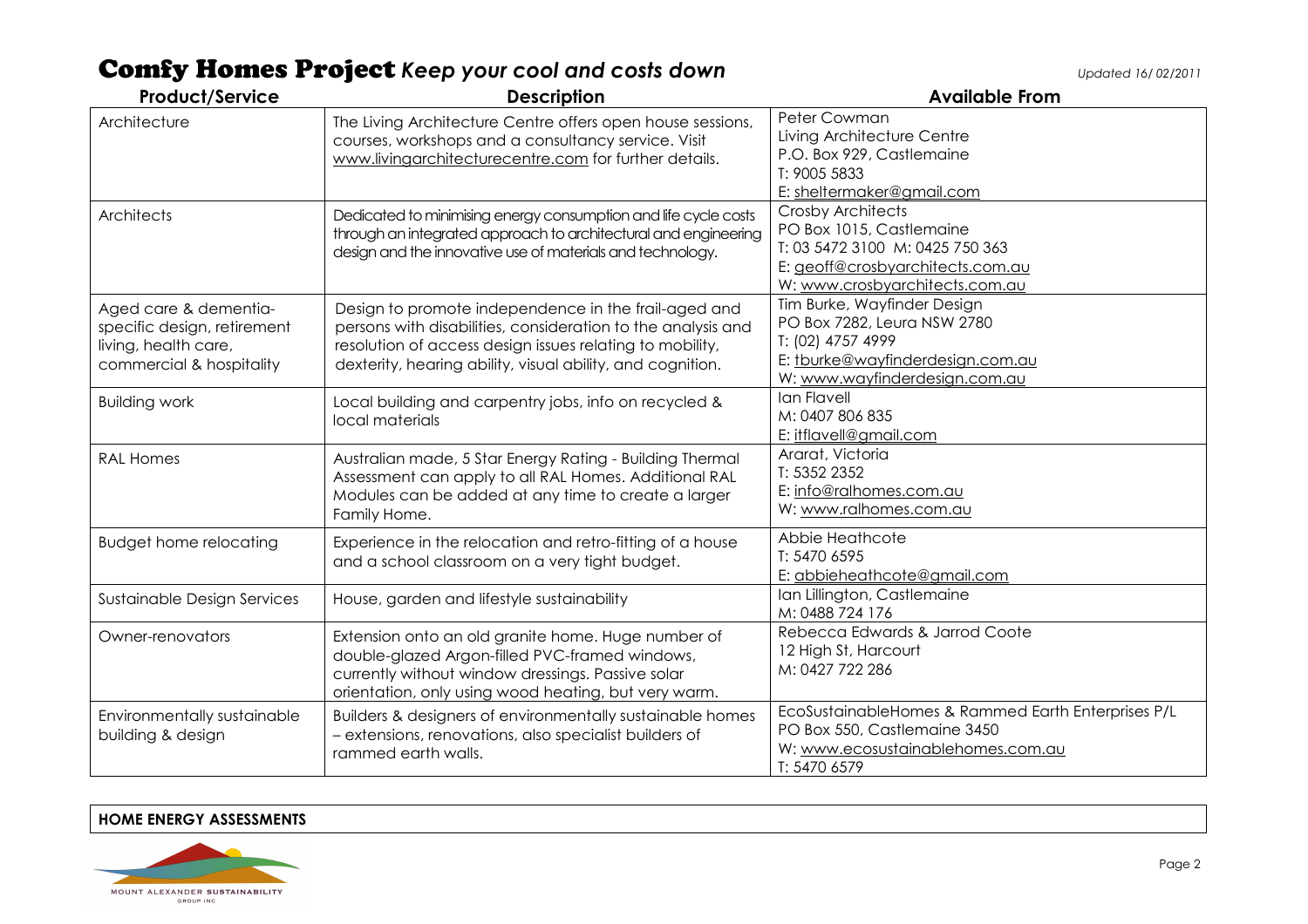# Comfy Homes Project *Keep your cool and costs down*

*Updated 16/ 02/2011*

| Product/Service | Description | Available From |
|---|---|---|
| Architecture | The Living Architecture Centre offers open house sessions, courses, workshops and a consultancy service. Visit www.livingarchitecturecentre.com for further details. | Peter Cowman<br>Living Architecture Centre<br>P.O. Box 929, Castlemaine<br>T: 9005 5833<br>E: sheltermaker@gmail.com |
| Architects | Dedicated to minimising energy consumption and life cycle costs through an integrated approach to architectural and engineering design and the innovative use of materials and technology. | Crosby Architects<br>PO Box 1015, Castlemaine<br>T: 03 5472 3100 M: 0425 750 363<br>E: geoff@crosbyarchitects.com.au<br>W: www.crosbyarchitects.com.au |
| Aged care & dementia-specific design, retirement living, health care, commercial & hospitality | Design to promote independence in the frail-aged and persons with disabilities, consideration to the analysis and resolution of access design issues relating to mobility, dexterity, hearing ability, visual ability, and cognition. | Tim Burke, Wayfinder Design<br>PO Box 7282, Leura NSW 2780<br>T: (02) 4757 4999<br>E: tburke@wayfinderdesign.com.au<br>W: www.wayfinderdesign.com.au |
| Building work | Local building and carpentry jobs, info on recycled & local materials | Ian Flavell<br>M: 0407 806 835<br>E: itflavell@gmail.com |
| RAL Homes | Australian made, 5 Star Energy Rating - Building Thermal Assessment can apply to all RAL Homes. Additional RAL Modules can be added at any time to create a larger Family Home. | Ararat, Victoria<br>T: 5352 2352<br>E: info@ralhomes.com.au<br>W: www.ralhomes.com.au |
| Budget home relocating | Experience in the relocation and retro-fitting of a house and a school classroom on a very tight budget. | Abbie Heathcote<br>T: 5470 6595<br>E: abbieheathcote@gmail.com |
| Sustainable Design Services | House, garden and lifestyle sustainability | Ian Lillington, Castlemaine<br>M: 0488 724 176 |
| Owner-renovators | Extension onto an old granite home. Huge number of double-glazed Argon-filled PVC-framed windows, currently without window dressings. Passive solar orientation, only using wood heating, but very warm. | Rebecca Edwards & Jarrod Coote<br>12 High St, Harcourt<br>M: 0427 722 286 |
| Environmentally sustainable building & design | Builders & designers of environmentally sustainable homes – extensions, renovations, also specialist builders of rammed earth walls. | EcoSustainableHomes & Rammed Earth Enterprises P/L<br>PO Box 550, Castlemaine 3450<br>W: www.ecosustainablehomes.com.au<br>T: 5470 6579 |

**HOME ENERGY ASSESSMENTS**

MOUNT ALEXANDER SUSTAINABILITY GROUP INC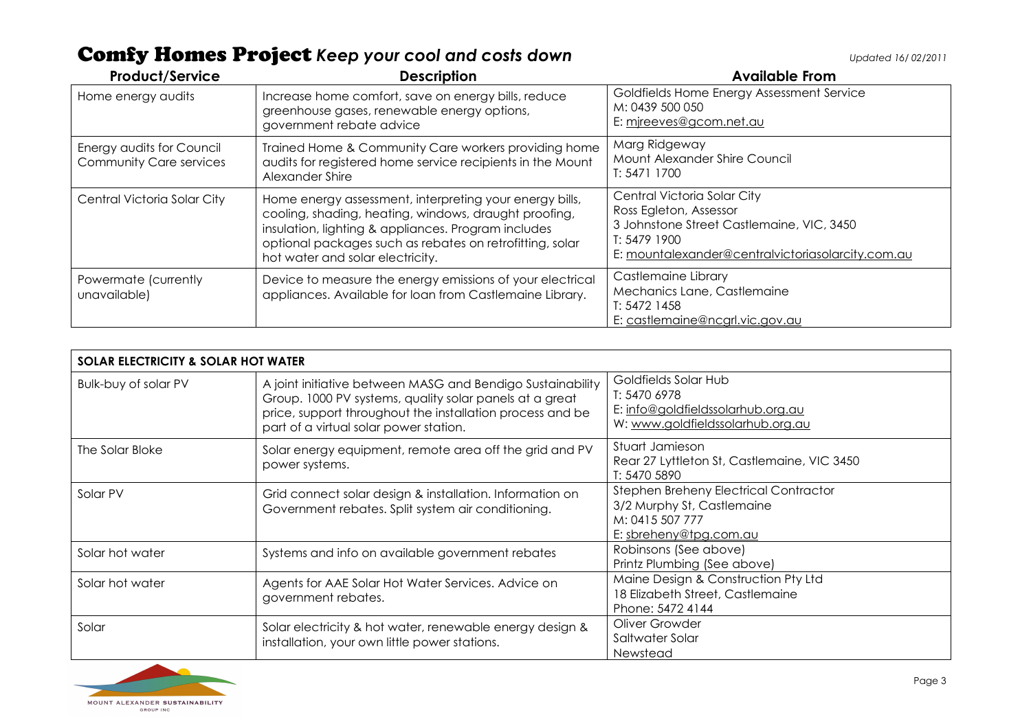# Comfy Homes Project *Keep your cool and costs down*

*Updated 16/ 02/2011*

| Product/Service | Description | Available From |
| --- | --- | --- |
| Home energy audits | Increase home comfort, save on energy bills, reduce greenhouse gases, renewable energy options, government rebate advice | Goldfields Home Energy Assessment Service<br>M: 0439 500 050<br>E: mjreeves@gcom.net.au |
| Energy audits for Council Community Care services | Trained Home & Community Care workers providing home audits for registered home service recipients in the Mount Alexander Shire | Marg Ridgeway<br>Mount Alexander Shire Council<br>T: 5471 1700 |
| Central Victoria Solar City | Home energy assessment, interpreting your energy bills, cooling, shading, heating, windows, draught proofing, insulation, lighting & appliances. Program includes optional packages such as rebates on retrofitting, solar hot water and solar electricity. | Central Victoria Solar City<br>Ross Egleton, Assessor<br>3 Johnstone Street Castlemaine, VIC, 3450<br>T: 5479 1900<br>E: mountalexander@centralvictoriasolarcity.com.au |
| Powermate (currently unavailable) | Device to measure the energy emissions of your electrical appliances. Available for loan from Castlemaine Library. | Castlemaine Library<br>Mechanics Lane, Castlemaine<br>T: 5472 1458<br>E: castlemaine@ncgrl.vic.gov.au |

| SOLAR ELECTRICITY & SOLAR HOT WATER | | |
| --- | --- | --- |
| Bulk-buy of solar PV | A joint initiative between MASG and Bendigo Sustainability Group. 1000 PV systems, quality solar panels at a great price, support throughout the installation process and be part of a virtual solar power station. | Goldfields Solar Hub<br>T: 5470 6978<br>E: info@goldfieldssolarhub.org.au<br>W: www.goldfieldssolarhub.org.au |
| The Solar Bloke | Solar energy equipment, remote area off the grid and PV power systems. | Stuart Jamieson<br>Rear 27 Lyttleton St, Castlemaine, VIC 3450<br>T: 5470 5890 |
| Solar PV | Grid connect solar design & installation. Information on Government rebates. Split system air conditioning. | Stephen Breheny Electrical Contractor<br>3/2 Murphy St, Castlemaine<br>M: 0415 507 777<br>E: sbreheny@tpg.com.au |
| Solar hot water | Systems and info on available government rebates | Robinsons (See above)<br>Printz Plumbing (See above) |
| Solar hot water | Agents for AAE Solar Hot Water Services. Advice on government rebates. | Maine Design & Construction Pty Ltd<br>18 Elizabeth Street, Castlemaine<br>Phone: 5472 4144 |
| Solar | Solar electricity & hot water, renewable energy design & installation, your own little power stations. | Oliver Growder<br>Saltwater Solar<br>Newstead |

MOUNT ALEXANDER SUSTAINABILITY GROUP INC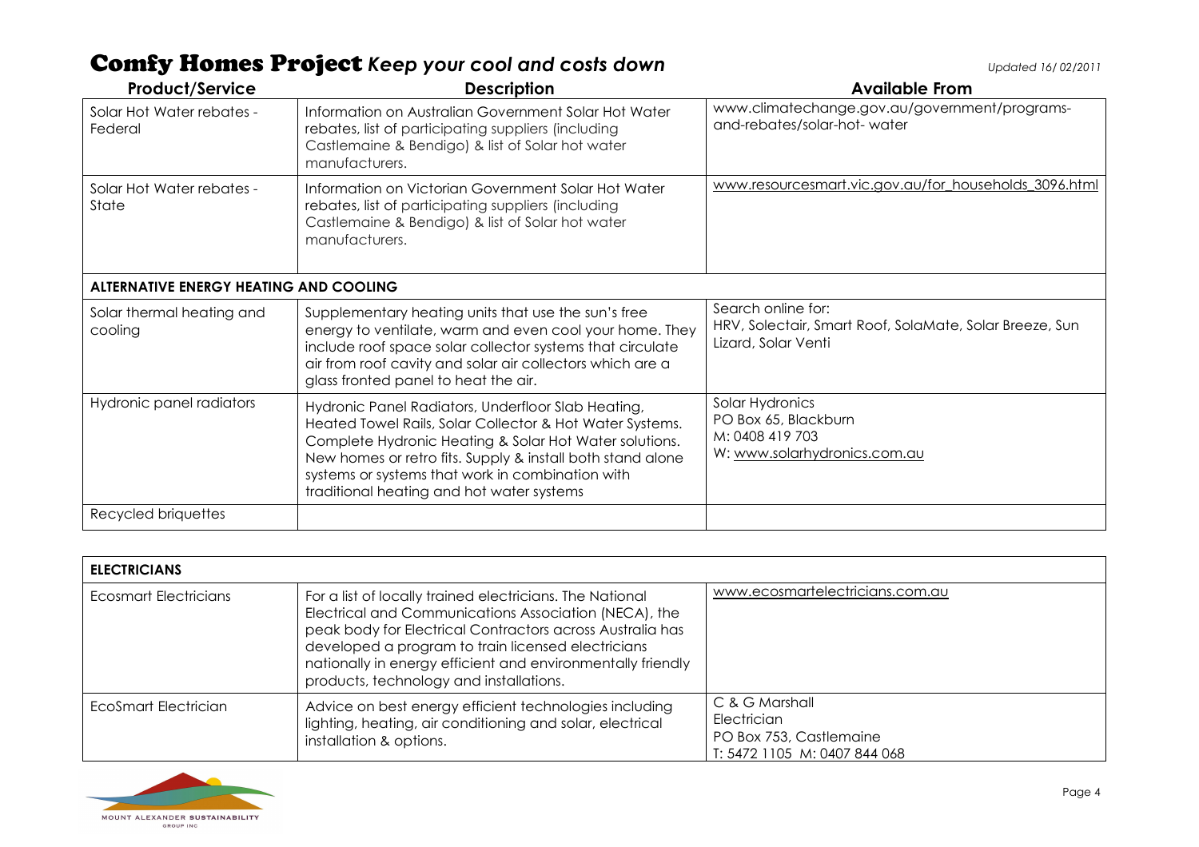# Comfy Homes Project *Keep your cool and costs down*

*Updated 16/ 02/2011*

| Product/Service | Description | Available From |
|---|---|---|
| Solar Hot Water rebates - Federal | Information on Australian Government Solar Hot Water rebates, list of participating suppliers (including Castlemaine & Bendigo) & list of Solar hot water manufacturers. | www.climatechange.gov.au/government/programs-and-rebates/solar-hot- water |
| Solar Hot Water rebates - State | Information on Victorian Government Solar Hot Water rebates, list of participating suppliers (including Castlemaine & Bendigo) & list of Solar hot water manufacturers. | www.resourcesmart.vic.gov.au/for_households_3096.html |
| **ALTERNATIVE ENERGY HEATING AND COOLING** | | |
| Solar thermal heating and cooling | Supplementary heating units that use the sun's free energy to ventilate, warm and even cool your home. They include roof space solar collector systems that circulate air from roof cavity and solar air collectors which are a glass fronted panel to heat the air. | Search online for: HRV, Solectair, Smart Roof, SolaMate, Solar Breeze, Sun Lizard, Solar Venti |
| Hydronic panel radiators | Hydronic Panel Radiators, Underfloor Slab Heating, Heated Towel Rails, Solar Collector & Hot Water Systems. Complete Hydronic Heating & Solar Hot Water solutions. New homes or retro fits. Supply & install both stand alone systems or systems that work in combination with traditional heating and hot water systems | Solar Hydronics<br>PO Box 65, Blackburn<br>M: 0408 419 703<br>W: www.solarhydronics.com.au |
| Recycled briquettes | | |

| **ELECTRICIANS** | | |
|---|---|---|
| Ecosmart Electricians | For a list of locally trained electricians. The National Electrical and Communications Association (NECA), the peak body for Electrical Contractors across Australia has developed a program to train licensed electricians nationally in energy efficient and environmentally friendly products, technology and installations. | www.ecosmartelectricians.com.au |
| EcoSmart Electrician | Advice on best energy efficient technologies including lighting, heating, air conditioning and solar, electrical installation & options. | C & G Marshall<br>Electrician<br>PO Box 753, Castlemaine<br>T: 5472 1105 M: 0407 844 068 |

MOUNT ALEXANDER SUSTAINABILITY GROUP INC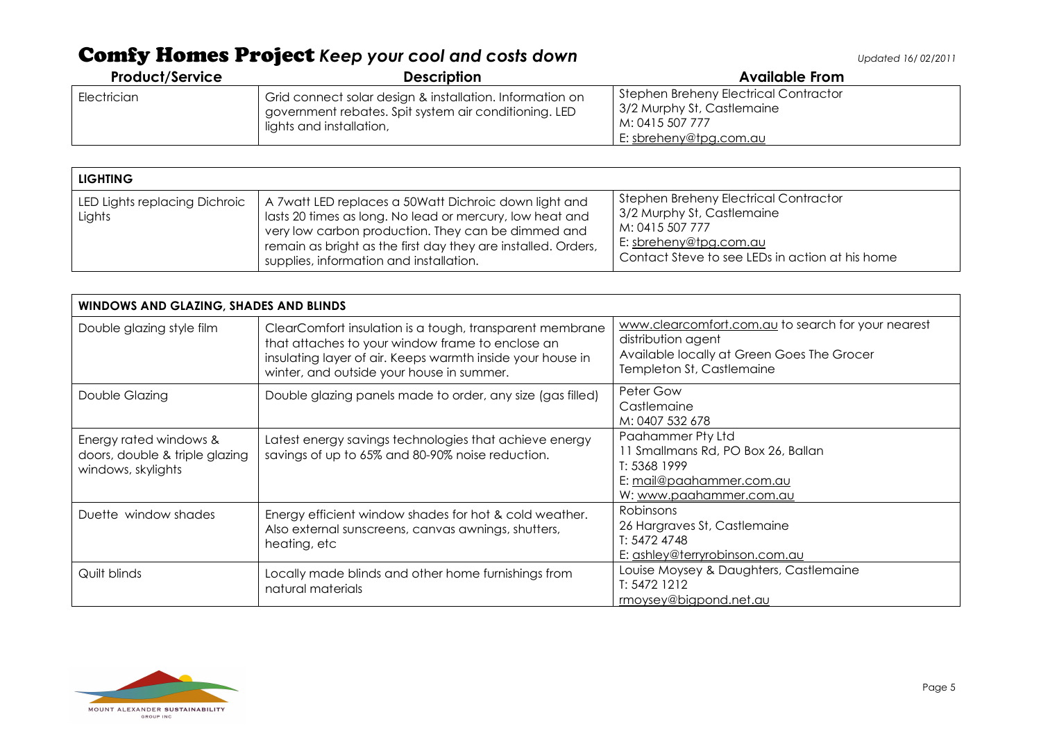# Comfy Homes Project *Keep your cool and costs down*

*Updated 16/ 02/2011*

| Product/Service | Description | Available From |
| --- | --- | --- |
| Electrician | Grid connect solar design & installation. Information on government rebates. Spit system air conditioning. LED lights and installation, | Stephen Breheny Electrical Contractor<br>3/2 Murphy St, Castlemaine<br>M: 0415 507 777<br>E: sbreheny@tpg.com.au |

| LIGHTING | | |
| --- | --- | --- |
| LED Lights replacing Dichroic Lights | A 7watt LED replaces a 50Watt Dichroic down light and lasts 20 times as long. No lead or mercury, low heat and very low carbon production. They can be dimmed and remain as bright as the first day they are installed. Orders, supplies, information and installation. | Stephen Breheny Electrical Contractor<br>3/2 Murphy St, Castlemaine<br>M: 0415 507 777<br>E: sbreheny@tpg.com.au<br>Contact Steve to see LEDs in action at his home |

| WINDOWS AND GLAZING, SHADES AND BLINDS | | |
| --- | --- | --- |
| Double glazing style film | ClearComfort insulation is a tough, transparent membrane that attaches to your window frame to enclose an insulating layer of air. Keeps warmth inside your house in winter, and outside your house in summer. | www.clearcomfort.com.au to search for your nearest distribution agent<br>Available locally at Green Goes The Grocer Templeton St, Castlemaine |
| Double Glazing | Double glazing panels made to order, any size (gas filled) | Peter Gow<br>Castlemaine<br>M: 0407 532 678 |
| Energy rated windows & doors, double & triple glazing windows, skylights | Latest energy savings technologies that achieve energy savings of up to 65% and 80-90% noise reduction. | Paahammer Pty Ltd<br>11 Smallmans Rd, PO Box 26, Ballan<br>T: 5368 1999<br>E: mail@paahammer.com.au<br>W: www.paahammer.com.au |
| Duette window shades | Energy efficient window shades for hot & cold weather. Also external sunscreens, canvas awnings, shutters, heating, etc | Robinsons<br>26 Hargraves St, Castlemaine<br>T: 5472 4748<br>E: ashley@terryrobinson.com.au |
| Quilt blinds | Locally made blinds and other home furnishings from natural materials | Louise Moysey & Daughters, Castlemaine<br>T: 5472 1212<br>rmoysey@bigpond.net.au |

MOUNT ALEXANDER SUSTAINABILITY GROUP INC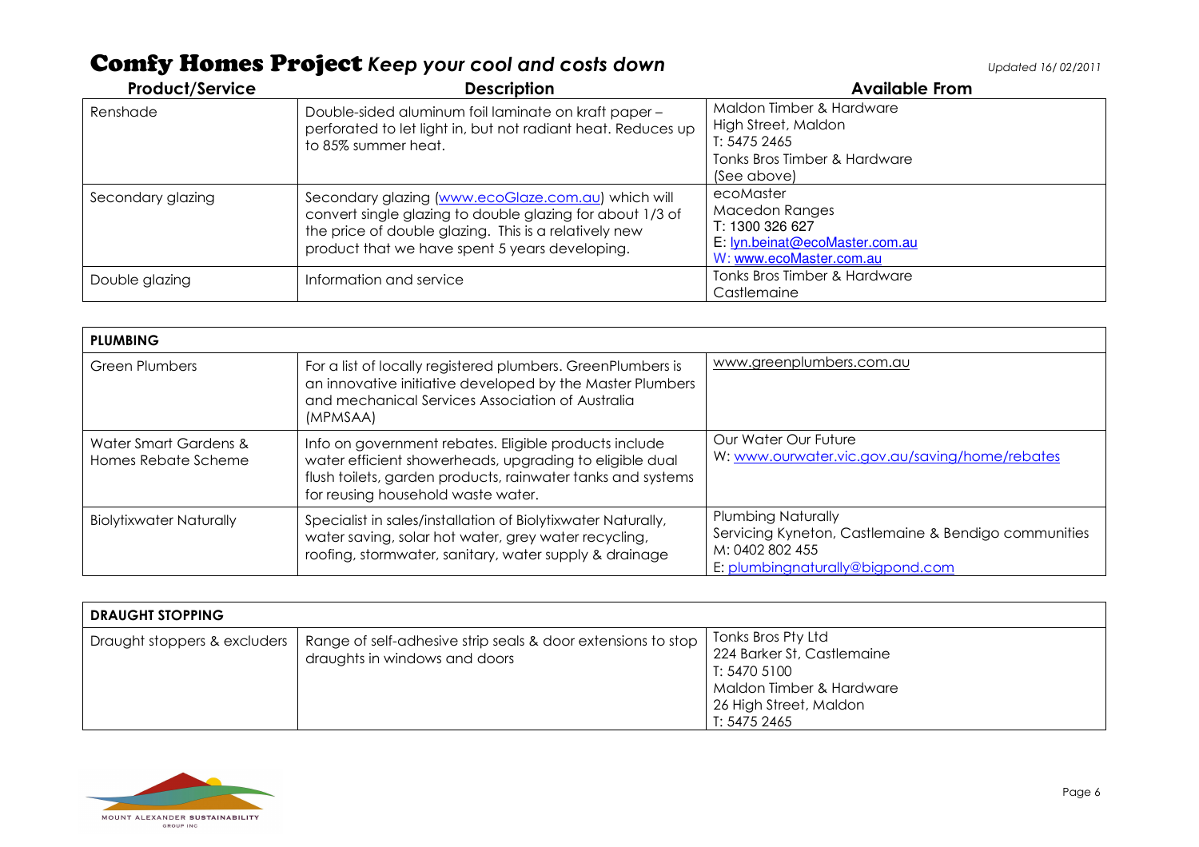# Comfy Homes Project *Keep your cool and costs down*

*Updated 16/ 02/2011*

| Product/Service | Description | Available From |
|---|---|---|
| Renshade | Double-sided aluminum foil laminate on kraft paper – perforated to let light in, but not radiant heat. Reduces up to 85% summer heat. | Maldon Timber & Hardware<br>High Street, Maldon<br>T: 5475 2465<br>Tonks Bros Timber & Hardware<br>(See above) |
| Secondary glazing | Secondary glazing (www.ecoGlaze.com.au) which will convert single glazing to double glazing for about 1/3 of the price of double glazing. This is a relatively new product that we have spent 5 years developing. | ecoMaster<br>Macedon Ranges<br>T: 1300 326 627<br>E: lyn.beinat@ecoMaster.com.au<br>W: www.ecoMaster.com.au |
| Double glazing | Information and service | Tonks Bros Timber & Hardware<br>Castlemaine |

| PLUMBING | | |
|---|---|---|
| Green Plumbers | For a list of locally registered plumbers. GreenPlumbers is an innovative initiative developed by the Master Plumbers and mechanical Services Association of Australia (MPMSAA) | www.greenplumbers.com.au |
| Water Smart Gardens & Homes Rebate Scheme | Info on government rebates. Eligible products include water efficient showerheads, upgrading to eligible dual flush toilets, garden products, rainwater tanks and systems for reusing household waste water. | Our Water Our Future<br>W: www.ourwater.vic.gov.au/saving/home/rebates |
| Biolytixwater Naturally | Specialist in sales/installation of Biolytixwater Naturally, water saving, solar hot water, grey water recycling, roofing, stormwater, sanitary, water supply & drainage | Plumbing Naturally<br>Servicing Kyneton, Castlemaine & Bendigo communities<br>M: 0402 802 455<br>E: plumbingnaturally@bigpond.com |

| DRAUGHT STOPPING | | |
|---|---|---|
| Draught stoppers & excluders | Range of self-adhesive strip seals & door extensions to stop draughts in windows and doors | Tonks Bros Pty Ltd<br>224 Barker St, Castlemaine<br>T: 5470 5100<br>Maldon Timber & Hardware<br>26 High Street, Maldon<br>T: 5475 2465 |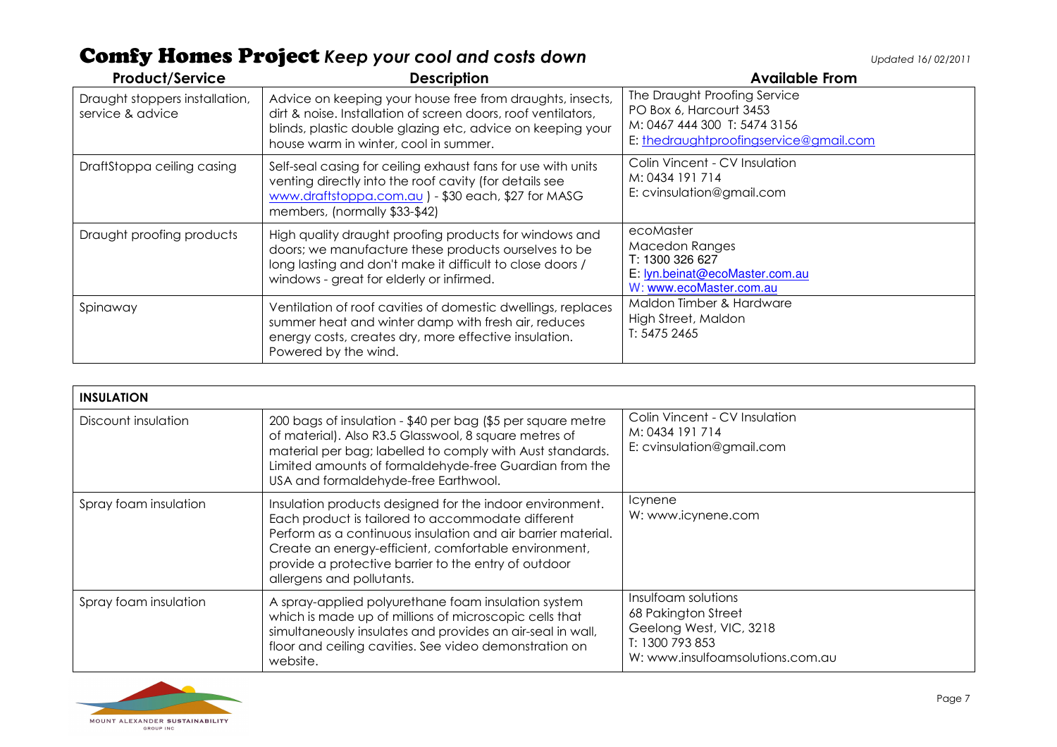# Comfy Homes Project *Keep your cool and costs down*

*Updated 16/ 02/2011*

| Product/Service | Description | Available From |
|---|---|---|
| Draught stoppers installation, service & advice | Advice on keeping your house free from draughts, insects, dirt & noise. Installation of screen doors, roof ventilators, blinds, plastic double glazing etc, advice on keeping your house warm in winter, cool in summer. | The Draught Proofing Service<br>PO Box 6, Harcourt 3453<br>M: 0467 444 300 T: 5474 3156<br>E: thedraughtproofingservice@gmail.com |
| DraftStoppa ceiling casing | Self-seal casing for ceiling exhaust fans for use with units venting directly into the roof cavity (for details see www.draftstoppa.com.au ) - $30 each, $27 for MASG members, (normally $33-$42) | Colin Vincent - CV Insulation<br>M: 0434 191 714<br>E: cvinsulation@gmail.com |
| Draught proofing products | High quality draught proofing products for windows and doors; we manufacture these products ourselves to be long lasting and don't make it difficult to close doors / windows - great for elderly or infirmed. | ecoMaster<br>Macedon Ranges<br>T: 1300 326 627<br>E: lyn.beinat@ecoMaster.com.au<br>W: www.ecoMaster.com.au |
| Spinaway | Ventilation of roof cavities of domestic dwellings, replaces summer heat and winter damp with fresh air, reduces energy costs, creates dry, more effective insulation. Powered by the wind. | Maldon Timber & Hardware<br>High Street, Maldon<br>T: 5475 2465 |

| **INSULATION** | | |
|---|---|---|
| Discount insulation | 200 bags of insulation - $40 per bag ($5 per square metre of material). Also R3.5 Glasswool, 8 square metres of material per bag; labelled to comply with Aust standards. Limited amounts of formaldehyde-free Guardian from the USA and formaldehyde-free Earthwool. | Colin Vincent - CV Insulation<br>M: 0434 191 714<br>E: cvinsulation@gmail.com |
| Spray foam insulation | Insulation products designed for the indoor environment. Each product is tailored to accommodate different Perform as a continuous insulation and air barrier material. Create an energy-efficient, comfortable environment, provide a protective barrier to the entry of outdoor allergens and pollutants. | Icynene<br>W: www.icynene.com |
| Spray foam insulation | A spray-applied polyurethane foam insulation system which is made up of millions of microscopic cells that simultaneously insulates and provides an air-seal in wall, floor and ceiling cavities. See video demonstration on website. | Insulfoam solutions<br>68 Pakington Street<br>Geelong West, VIC, 3218<br>T: 1300 793 853<br>W: www.insulfoamsolutions.com.au |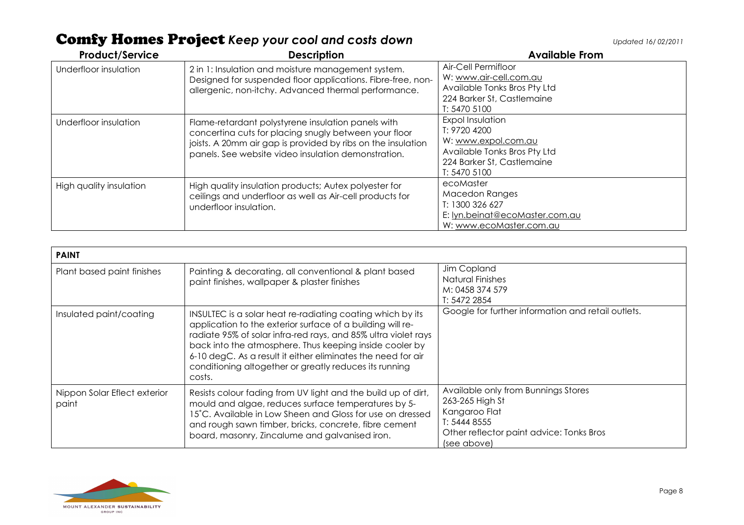# Comfy Homes Project *Keep your cool and costs down*

*Updated 16/ 02/2011*

| Product/Service | Description | Available From |
|---|---|---|
| Underfloor insulation | 2 in 1: Insulation and moisture management system. Designed for suspended floor applications. Fibre-free, non-allergenic, non-itchy. Advanced thermal performance. | Air-Cell Permifloor<br>W: www.air-cell.com.au<br>Available Tonks Bros Pty Ltd<br>224 Barker St, Castlemaine<br>T: 5470 5100 |
| Underfloor insulation | Flame-retardant polystyrene insulation panels with concertina cuts for placing snugly between your floor joists. A 20mm air gap is provided by ribs on the insulation panels. See website video insulation demonstration. | Expol Insulation<br>T: 9720 4200<br>W: www.expol.com.au<br>Available Tonks Bros Pty Ltd<br>224 Barker St, Castlemaine<br>T: 5470 5100 |
| High quality insulation | High quality insulation products; Autex polyester for ceilings and underfloor as well as Air-cell products for underfloor insulation. | ecoMaster<br>Macedon Ranges<br>T: 1300 326 627<br>E: lyn.beinat@ecoMaster.com.au<br>W: www.ecoMaster.com.au |

| PAINT | | |
|---|---|---|
| Plant based paint finishes | Painting & decorating, all conventional & plant based paint finishes, wallpaper & plaster finishes | Jim Copland<br>Natural Finishes<br>M: 0458 374 579<br>T: 5472 2854 |
| Insulated paint/coating | INSULTEC is a solar heat re-radiating coating which by its application to the exterior surface of a building will re-radiate 95% of solar infra-red rays, and 85% ultra violet rays back into the atmosphere. Thus keeping inside cooler by 6-10 degC. As a result it either eliminates the need for air conditioning altogether or greatly reduces its running costs. | Google for further information and retail outlets. |
| Nippon Solar Eflect exterior paint | Resists colour fading from UV light and the build up of dirt, mould and algae, reduces surface temperatures by 5-15˚C. Available in Low Sheen and Gloss for use on dressed and rough sawn timber, bricks, concrete, fibre cement board, masonry, Zincalume and galvanised iron. | Available only from Bunnings Stores<br>263-265 High St<br>Kangaroo Flat<br>T: 5444 8555<br>Other reflector paint advice: Tonks Bros (see above) |

MOUNT ALEXANDER SUSTAINABILITY GROUP INC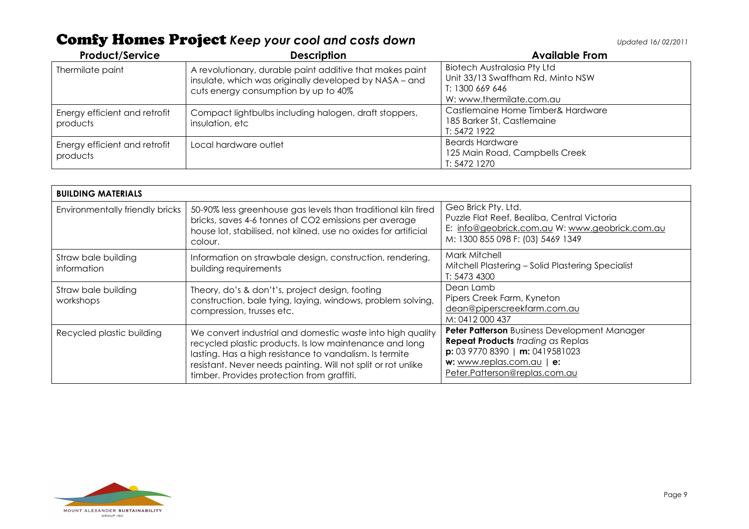# Comfy Homes Project *Keep your cool and costs down*

*Updated 16/ 02/2011*

| Product/Service | Description | Available From |
|---|---|---|
| Thermilate paint | A revolutionary, durable paint additive that makes paint insulate, which was originally developed by NASA – and cuts energy consumption by up to 40% | Biotech Australasia Pty Ltd<br>Unit 33/13 Swaffham Rd, Minto NSW<br>T: 1300 669 646<br>W: www.thermilate.com.au |
| Energy efficient and retrofit products | Compact lightbulbs including halogen, draft stoppers, insulation, etc | Castlemaine Home Timber& Hardware<br>185 Barker St, Castlemaine<br>T: 5472 1922 |
| Energy efficient and retrofit products | Local hardware outlet | Beards Hardware<br>125 Main Road, Campbells Creek<br>T: 5472 1270 |

| **BUILDING MATERIALS** | | |
|---|---|---|
| Environmentally friendly bricks | 50-90% less greenhouse gas levels than traditional kiln fired bricks, saves 4-6 tonnes of $CO_2$ emissions per average house lot, stabilised, not kilned, use no oxides for artificial colour. | Geo Brick Pty. Ltd.<br>Puzzle Flat Reef, Bealiba, Central Victoria<br>E: info@geobrick.com.au W: www.geobrick.com.au<br>M: 1300 855 098 F: (03) 5469 1349 |
| Straw bale building information | Information on strawbale design, construction, rendering, building requirements | Mark Mitchell<br>Mitchell Plastering – Solid Plastering Specialist<br>T: 5473 4300 |
| Straw bale building workshops | Theory, do's & don't's, project design, footing construction, bale tying, laying, windows, problem solving, compression, trusses etc. | Dean Lamb<br>Pipers Creek Farm, Kyneton<br>dean@piperscreekfarm.com.au<br>M: 0412 000 437 |
| Recycled plastic building | We convert industrial and domestic waste into high quality recycled plastic products. Is low maintenance and long lasting. Has a high resistance to vandalism. Is termite resistant. Never needs painting. Will not split or rot unlike timber. Provides protection from graffiti. | **Peter Patterson** Business Development Manager<br>**Repeat Products** *trading as* Replas<br>**p:** 03 9770 8390 \| **m:** 0419581023<br>**w:** www.replas.com.au \| **e:** Peter.Patterson@replas.com.au |

MOUNT ALEXANDER SUSTAINABILITY GROUP INC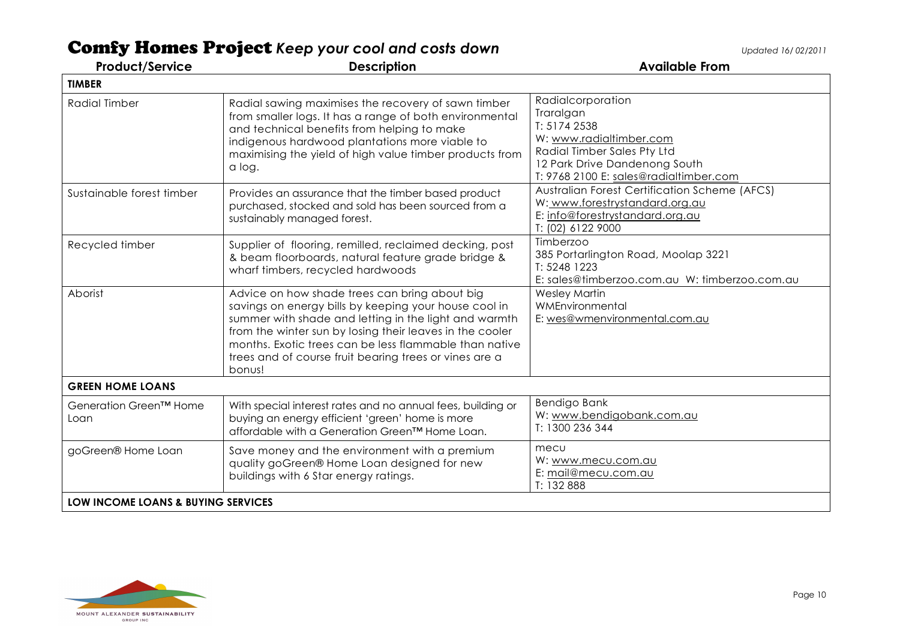# Comfy Homes Project *Keep your cool and costs down*

*Updated 16/ 02/2011*

| Product/Service | Description | Available From |
|---|---|---|
| **TIMBER** | | |
| Radial Timber | Radial sawing maximises the recovery of sawn timber from smaller logs. It has a range of both environmental and technical benefits from helping to make indigenous hardwood plantations more viable to maximising the yield of high value timber products from a log. | Radialcorporation<br>Traralgan<br>T: 5174 2538<br>W: www.radialtimber.com<br>Radial Timber Sales Pty Ltd<br>12 Park Drive Dandenong South<br>T: 9768 2100 E: sales@radialtimber.com |
| Sustainable forest timber | Provides an assurance that the timber based product purchased, stocked and sold has been sourced from a sustainably managed forest. | Australian Forest Certification Scheme (AFCS)<br>W: www.forestrystandard.org.au<br>E: info@forestrystandard.org.au<br>T: (02) 6122 9000 |
| Recycled timber | Supplier of flooring, remilled, reclaimed decking, post & beam floorboards, natural feature grade bridge & wharf timbers, recycled hardwoods | Timberzoo<br>385 Portarlington Road, Moolap 3221<br>T: 5248 1223<br>E: sales@timberzoo.com.au W: timberzoo.com.au |
| Aborist | Advice on how shade trees can bring about big savings on energy bills by keeping your house cool in summer with shade and letting in the light and warmth from the winter sun by losing their leaves in the cooler months. Exotic trees can be less flammable than native trees and of course fruit bearing trees or vines are a bonus! | Wesley Martin<br>WMEnvironmental<br>E: wes@wmenvironmental.com.au |
| **GREEN HOME LOANS** | | |
| Generation Green™ Home Loan | With special interest rates and no annual fees, building or buying an energy efficient 'green' home is more affordable with a Generation Green™ Home Loan. | Bendigo Bank<br>W: www.bendigobank.com.au<br>T: 1300 236 344 |
| goGreen® Home Loan | Save money and the environment with a premium quality goGreen® Home Loan designed for new buildings with 6 Star energy ratings. | mecu<br>W: www.mecu.com.au<br>E: mail@mecu.com.au<br>T: 132 888 |
| **LOW INCOME LOANS & BUYING SERVICES** | | |

MOUNT ALEXANDER SUSTAINABILITY GROUP INC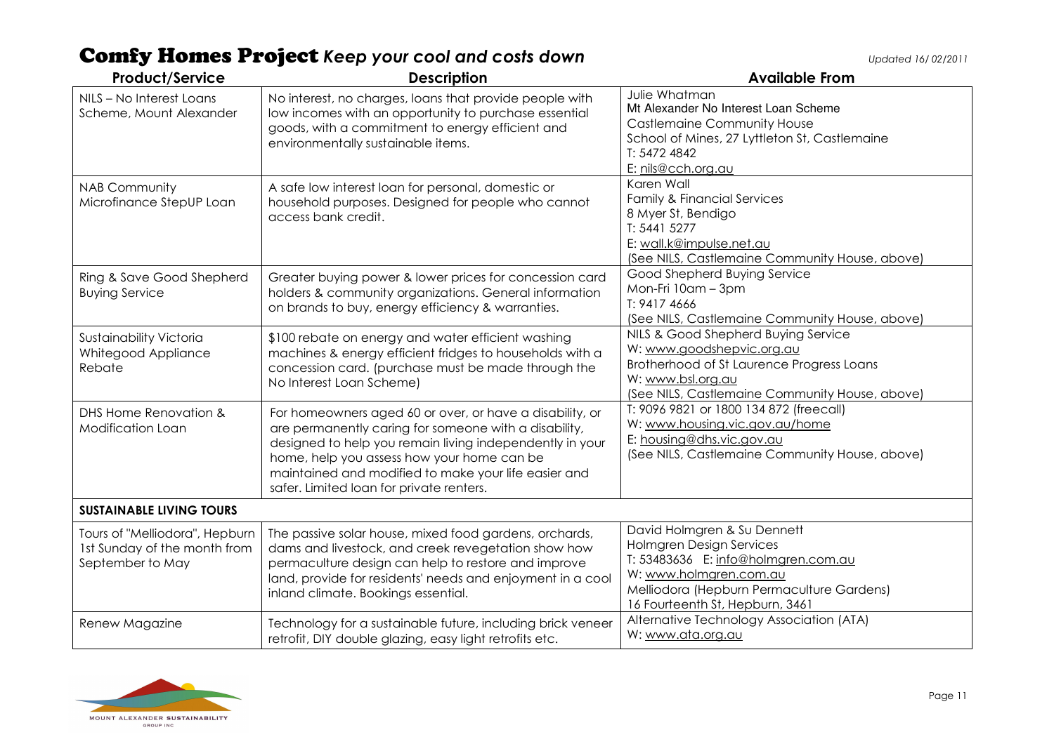# Comfy Homes Project *Keep your cool and costs down*

*Updated 16/ 02/2011*

| Product/Service | Description | Available From |
|---|---|---|
| NILS – No Interest Loans Scheme, Mount Alexander | No interest, no charges, loans that provide people with low incomes with an opportunity to purchase essential goods, with a commitment to energy efficient and environmentally sustainable items. | Julie Whatman<br>Mt Alexander No Interest Loan Scheme<br>Castlemaine Community House<br>School of Mines, 27 Lyttleton St, Castlemaine<br>T: 5472 4842<br>E: nils@cch.org.au |
| NAB Community Microfinance StepUP Loan | A safe low interest loan for personal, domestic or household purposes. Designed for people who cannot access bank credit. | Karen Wall<br>Family & Financial Services<br>8 Myer St, Bendigo<br>T: 5441 5277<br>E: wall.k@impulse.net.au<br>(See NILS, Castlemaine Community House, above) |
| Ring & Save Good Shepherd Buying Service | Greater buying power & lower prices for concession card holders & community organizations. General information on brands to buy, energy efficiency & warranties. | Good Shepherd Buying Service<br>Mon-Fri 10am – 3pm<br>T: 9417 4666<br>(See NILS, Castlemaine Community House, above) |
| Sustainability Victoria Whitegood Appliance Rebate | $100 rebate on energy and water efficient washing machines & energy efficient fridges to households with a concession card. (purchase must be made through the No Interest Loan Scheme) | NILS & Good Shepherd Buying Service<br>W: www.goodshepvic.org.au<br>Brotherhood of St Laurence Progress Loans<br>W: www.bsl.org.au<br>(See NILS, Castlemaine Community House, above) |
| DHS Home Renovation & Modification Loan | For homeowners aged 60 or over, or have a disability, or are permanently caring for someone with a disability, designed to help you remain living independently in your home, help you assess how your home can be maintained and modified to make your life easier and safer. Limited loan for private renters. | T: 9096 9821 or 1800 134 872 (freecall)<br>W: www.housing.vic.gov.au/home<br>E: housing@dhs.vic.gov.au<br>(See NILS, Castlemaine Community House, above) |
| **SUSTAINABLE LIVING TOURS** | | |
| Tours of "Melliodora", Hepburn 1st Sunday of the month from September to May | The passive solar house, mixed food gardens, orchards, dams and livestock, and creek revegetation show how permaculture design can help to restore and improve land, provide for residents' needs and enjoyment in a cool inland climate. Bookings essential. | David Holmgren & Su Dennett<br>Holmgren Design Services<br>T: 53483636 E: info@holmgren.com.au<br>W: www.holmgren.com.au<br>Melliodora (Hepburn Permaculture Gardens)<br>16 Fourteenth St, Hepburn, 3461 |
| Renew Magazine | Technology for a sustainable future, including brick veneer retrofit, DIY double glazing, easy light retrofits etc. | Alternative Technology Association (ATA)<br>W: www.ata.org.au |

MOUNT ALEXANDER SUSTAINABILITY GROUP INC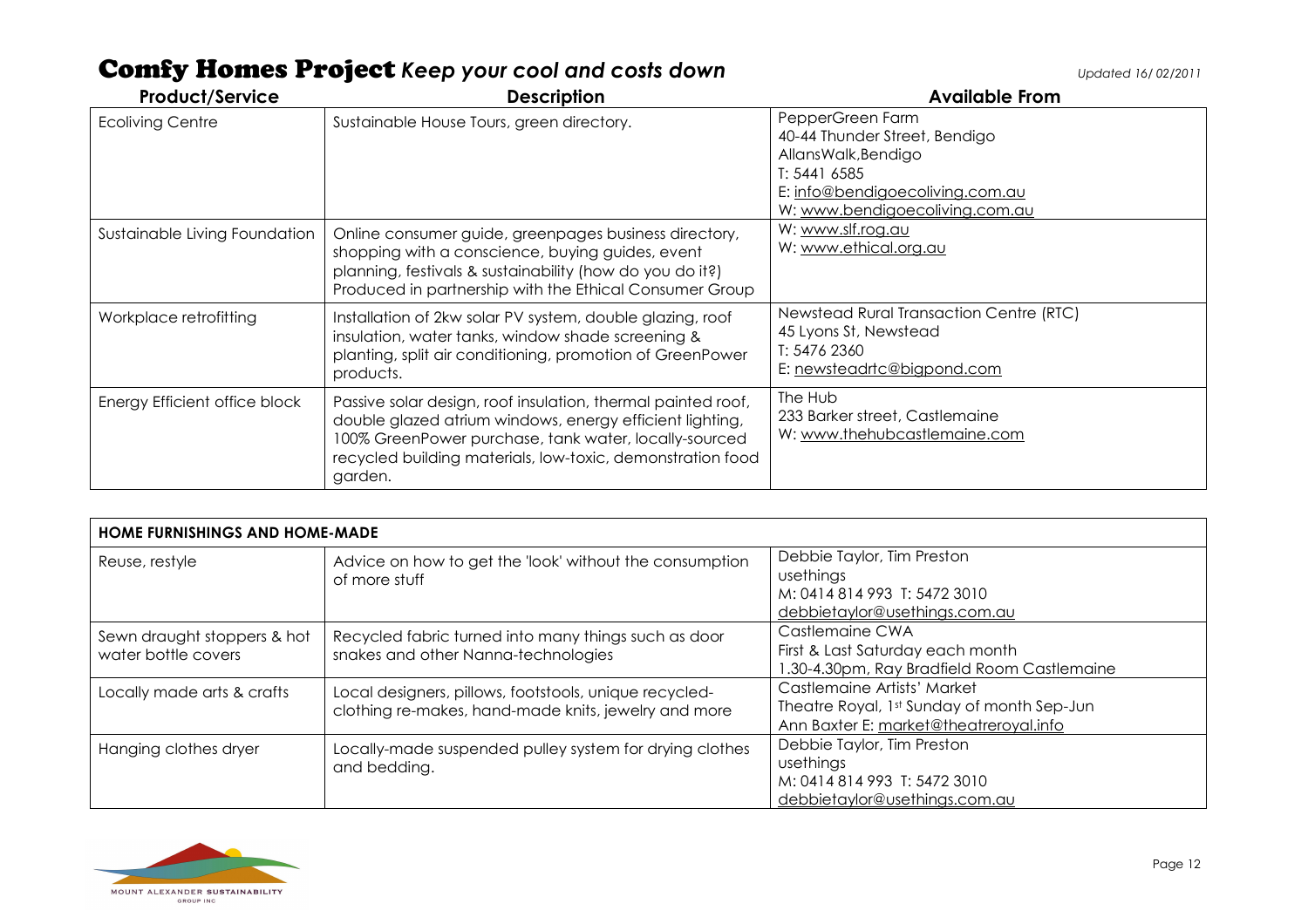# Comfy Homes Project *Keep your cool and costs down*

*Updated 16/ 02/2011*

| Product/Service | Description | Available From |
|---|---|---|
| Ecoliving Centre | Sustainable House Tours, green directory. | PepperGreen Farm<br>40-44 Thunder Street, Bendigo<br>AllansWalk,Bendigo<br>T: 5441 6585<br>E: info@bendigoecoliving.com.au<br>W: www.bendigoecoliving.com.au |
| Sustainable Living Foundation | Online consumer guide, greenpages business directory, shopping with a conscience, buying guides, event planning, festivals & sustainability (how do you do it?) Produced in partnership with the Ethical Consumer Group | W: www.slf.rog.au<br>W: www.ethical.org.au |
| Workplace retrofitting | Installation of 2kw solar PV system, double glazing, roof insulation, water tanks, window shade screening & planting, split air conditioning, promotion of GreenPower products. | Newstead Rural Transaction Centre (RTC)<br>45 Lyons St, Newstead<br>T: 5476 2360<br>E: newsteadrtc@bigpond.com |
| Energy Efficient office block | Passive solar design, roof insulation, thermal painted roof, double glazed atrium windows, energy efficient lighting, 100% GreenPower purchase, tank water, locally-sourced recycled building materials, low-toxic, demonstration food garden. | The Hub<br>233 Barker street, Castlemaine<br>W: www.thehubcastlemaine.com |

| HOME FURNISHINGS AND HOME-MADE | | |
|---|---|---|
| Reuse, restyle | Advice on how to get the 'look' without the consumption of more stuff | Debbie Taylor, Tim Preston<br>usethings<br>M: 0414 814 993 T: 5472 3010<br>debbietaylor@usethings.com.au |
| Sewn draught stoppers & hot water bottle covers | Recycled fabric turned into many things such as door snakes and other Nanna-technologies | Castlemaine CWA<br>First & Last Saturday each month<br>1.30-4.30pm, Ray Bradfield Room Castlemaine |
| Locally made arts & crafts | Local designers, pillows, footstools, unique recycled-clothing re-makes, hand-made knits, jewelry and more | Castlemaine Artists' Market<br>Theatre Royal, 1st Sunday of month Sep-Jun<br>Ann Baxter E: market@theatreroyal.info |
| Hanging clothes dryer | Locally-made suspended pulley system for drying clothes and bedding. | Debbie Taylor, Tim Preston<br>usethings<br>M: 0414 814 993 T: 5472 3010<br>debbietaylor@usethings.com.au |

MOUNT ALEXANDER SUSTAINABILITY GROUP INC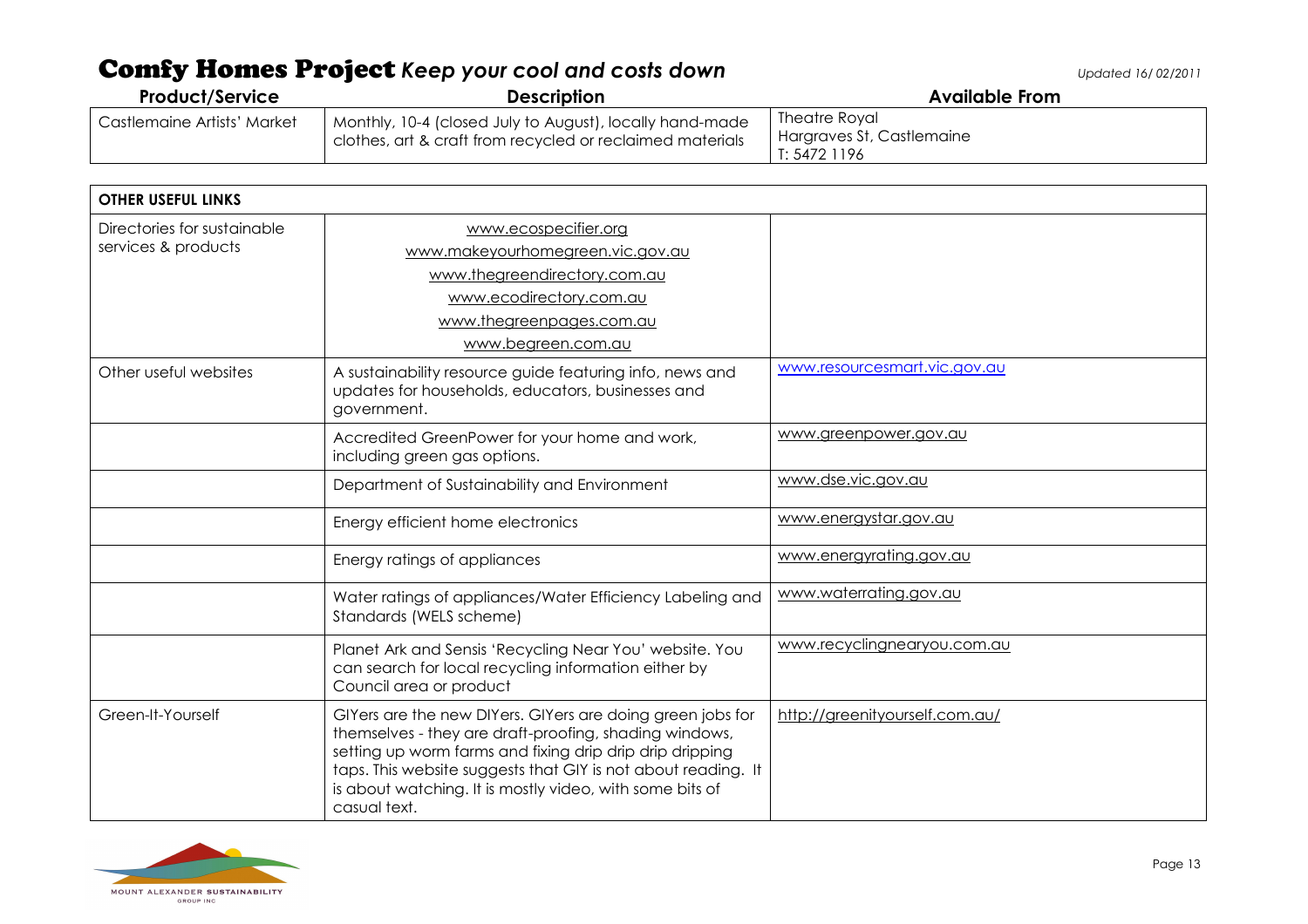# Comfy Homes Project *Keep your cool and costs down*

| Product/Service | Description | Available From |
|---|---|---|
| Castlemaine Artists' Market | Monthly, 10-4 (closed July to August), locally hand-made clothes, art & craft from recycled or reclaimed materials | Theatre Royal<br>Hargraves St, Castlemaine<br>T: 5472 1196 |

| OTHER USEFUL LINKS | | |
|---|---|---|
| Directories for sustainable services & products | www.ecospecifier.org<br>www.makeyourhomegreen.vic.gov.au<br>www.thegreendirectory.com.au<br>www.ecodirectory.com.au<br>www.thegreenpages.com.au<br>www.begreen.com.au | |
| Other useful websites | A sustainability resource guide featuring info, news and updates for households, educators, businesses and government. | www.resourcesmart.vic.gov.au |
| | Accredited GreenPower for your home and work, including green gas options. | www.greenpower.gov.au |
| | Department of Sustainability and Environment | www.dse.vic.gov.au |
| | Energy efficient home electronics | www.energystar.gov.au |
| | Energy ratings of appliances | www.energyrating.gov.au |
| | Water ratings of appliances/Water Efficiency Labeling and Standards (WELS scheme) | www.waterrating.gov.au |
| | Planet Ark and Sensis 'Recycling Near You' website. You can search for local recycling information either by Council area or product | www.recyclingnearyou.com.au |
| Green-It-Yourself | GIYers are the new DIYers. GIYers are doing green jobs for themselves - they are draft-proofing, shading windows, setting up worm farms and fixing drip drip drip dripping taps. This website suggests that GIY is not about reading. It is about watching. It is mostly video, with some bits of casual text. | http://greenityourself.com.au/ |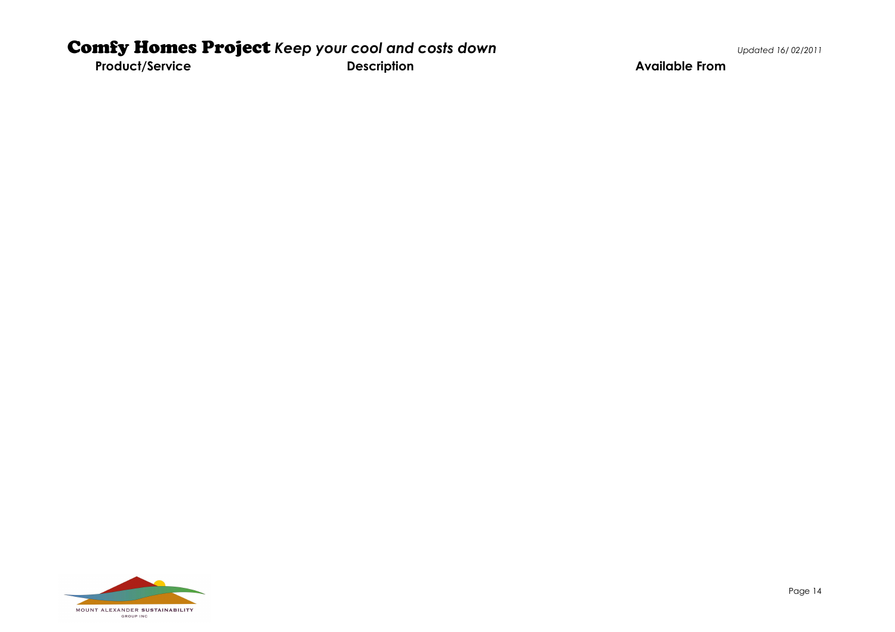| Product/Service | Description | Available From |
| --- | --- | --- |